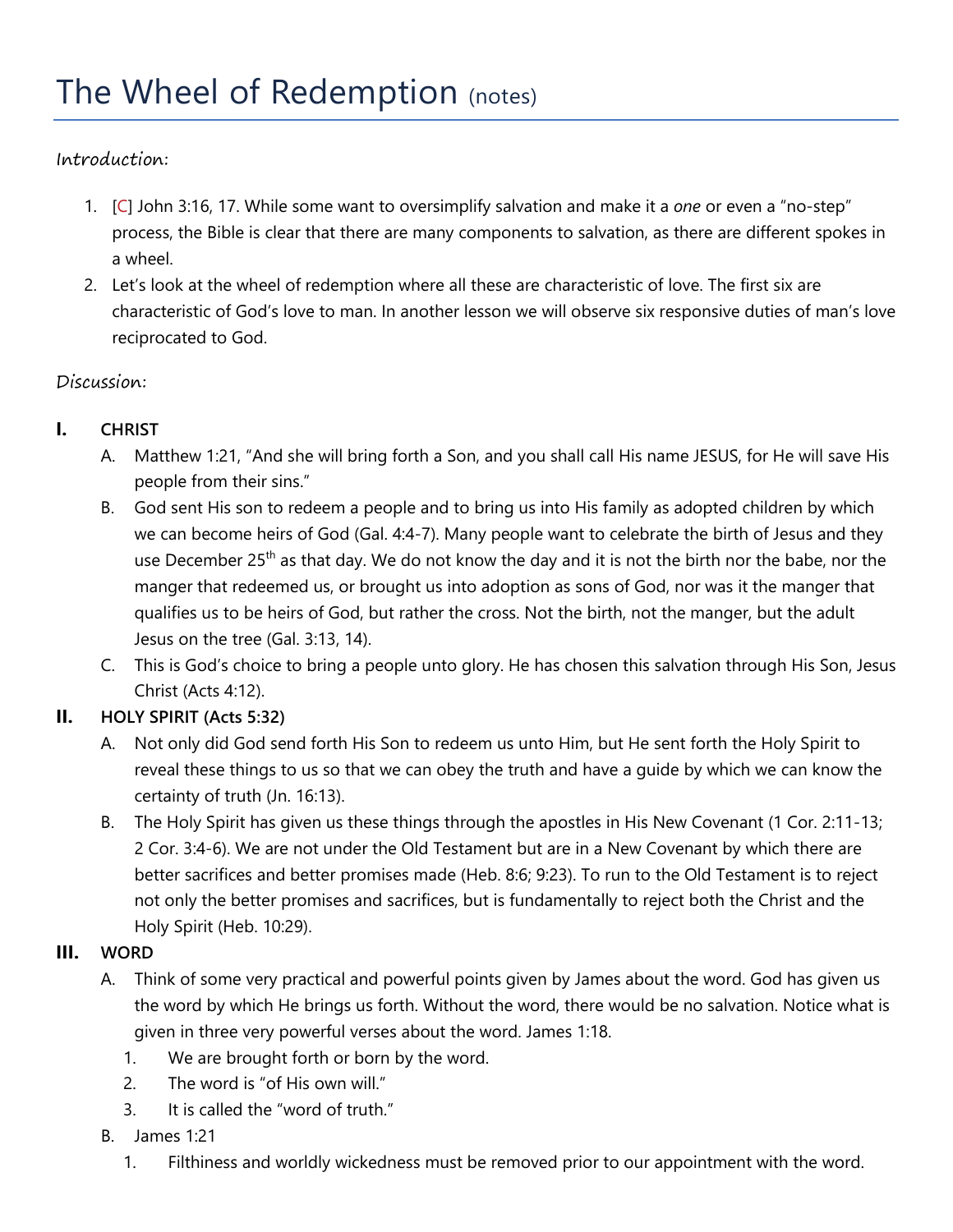# The Wheel of Redemption (notes)

Introduction:

1. [C] John 3:16, 17. While some want to oversimplify salvation and make it a *one* or even a "no-step" process, the Bible is clear that there are many components to salvation, as there are different spokes in a wheel.
2. Let's look at the wheel of redemption where all these are characteristic of love. The first six are characteristic of God's love to man. In another lesson we will observe six responsive duties of man's love reciprocated to God.

Discussion:

**I. CHRIST**

A. Matthew 1:21, "And she will bring forth a Son, and you shall call His name JESUS, for He will save His people from their sins."

B. God sent His son to redeem a people and to bring us into His family as adopted children by which we can become heirs of God (Gal. 4:4-7). Many people want to celebrate the birth of Jesus and they use December 25th as that day. We do not know the day and it is not the birth nor the babe, nor the manger that redeemed us, or brought us into adoption as sons of God, nor was it the manger that qualifies us to be heirs of God, but rather the cross. Not the birth, not the manger, but the adult Jesus on the tree (Gal. 3:13, 14).

C. This is God's choice to bring a people unto glory. He has chosen this salvation through His Son, Jesus Christ (Acts 4:12).

**II. HOLY SPIRIT (Acts 5:32)**

A. Not only did God send forth His Son to redeem us unto Him, but He sent forth the Holy Spirit to reveal these things to us so that we can obey the truth and have a guide by which we can know the certainty of truth (Jn. 16:13).

B. The Holy Spirit has given us these things through the apostles in His New Covenant (1 Cor. 2:11-13; 2 Cor. 3:4-6). We are not under the Old Testament but are in a New Covenant by which there are better sacrifices and better promises made (Heb. 8:6; 9:23). To run to the Old Testament is to reject not only the better promises and sacrifices, but is fundamentally to reject both the Christ and the Holy Spirit (Heb. 10:29).

**III. WORD**

A. Think of some very practical and powerful points given by James about the word. God has given us the word by which He brings us forth. Without the word, there would be no salvation. Notice what is given in three very powerful verses about the word. James 1:18.

   1. We are brought forth or born by the word.
   2. The word is "of His own will."
   3. It is called the "word of truth."

B. James 1:21

   1. Filthiness and worldly wickedness must be removed prior to our appointment with the word.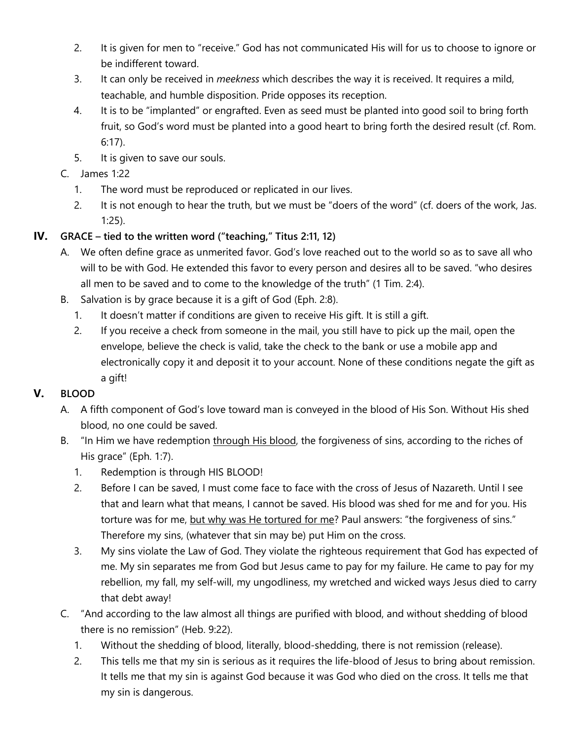2. It is given for men to "receive." God has not communicated His will for us to choose to ignore or be indifferent toward.
3. It can only be received in *meekness* which describes the way it is received. It requires a mild, teachable, and humble disposition. Pride opposes its reception.
4. It is to be "implanted" or engrafted. Even as seed must be planted into good soil to bring forth fruit, so God's word must be planted into a good heart to bring forth the desired result (cf. Rom. 6:17).
5. It is given to save our souls.

C. James 1:22
   1. The word must be reproduced or replicated in our lives.
   2. It is not enough to hear the truth, but we must be "doers of the word" (cf. doers of the work, Jas. 1:25).

## IV. GRACE – tied to the written word ("teaching," Titus 2:11, 12)

A. We often define grace as unmerited favor. God's love reached out to the world so as to save all who will to be with God. He extended this favor to every person and desires all to be saved. "who desires all men to be saved and to come to the knowledge of the truth" (1 Tim. 2:4).

B. Salvation is by grace because it is a gift of God (Eph. 2:8).
   1. It doesn't matter if conditions are given to receive His gift. It is still a gift.
   2. If you receive a check from someone in the mail, you still have to pick up the mail, open the envelope, believe the check is valid, take the check to the bank or use a mobile app and electronically copy it and deposit it to your account. None of these conditions negate the gift as a gift!

## V. BLOOD

A. A fifth component of God's love toward man is conveyed in the blood of His Son. Without His shed blood, no one could be saved.

B. "In Him we have redemption <u>through His blood</u>, the forgiveness of sins, according to the riches of His grace" (Eph. 1:7).
   1. Redemption is through HIS BLOOD!
   2. Before I can be saved, I must come face to face with the cross of Jesus of Nazareth. Until I see that and learn what that means, I cannot be saved. His blood was shed for me and for you. His torture was for me, <u>but why was He tortured for me</u>? Paul answers: "the forgiveness of sins." Therefore my sins, (whatever that sin may be) put Him on the cross.
   3. My sins violate the Law of God. They violate the righteous requirement that God has expected of me. My sin separates me from God but Jesus came to pay for my failure. He came to pay for my rebellion, my fall, my self-will, my ungodliness, my wretched and wicked ways Jesus died to carry that debt away!

C. "And according to the law almost all things are purified with blood, and without shedding of blood there is no remission" (Heb. 9:22).
   1. Without the shedding of blood, literally, blood-shedding, there is not remission (release).
   2. This tells me that my sin is serious as it requires the life-blood of Jesus to bring about remission. It tells me that my sin is against God because it was God who died on the cross. It tells me that my sin is dangerous.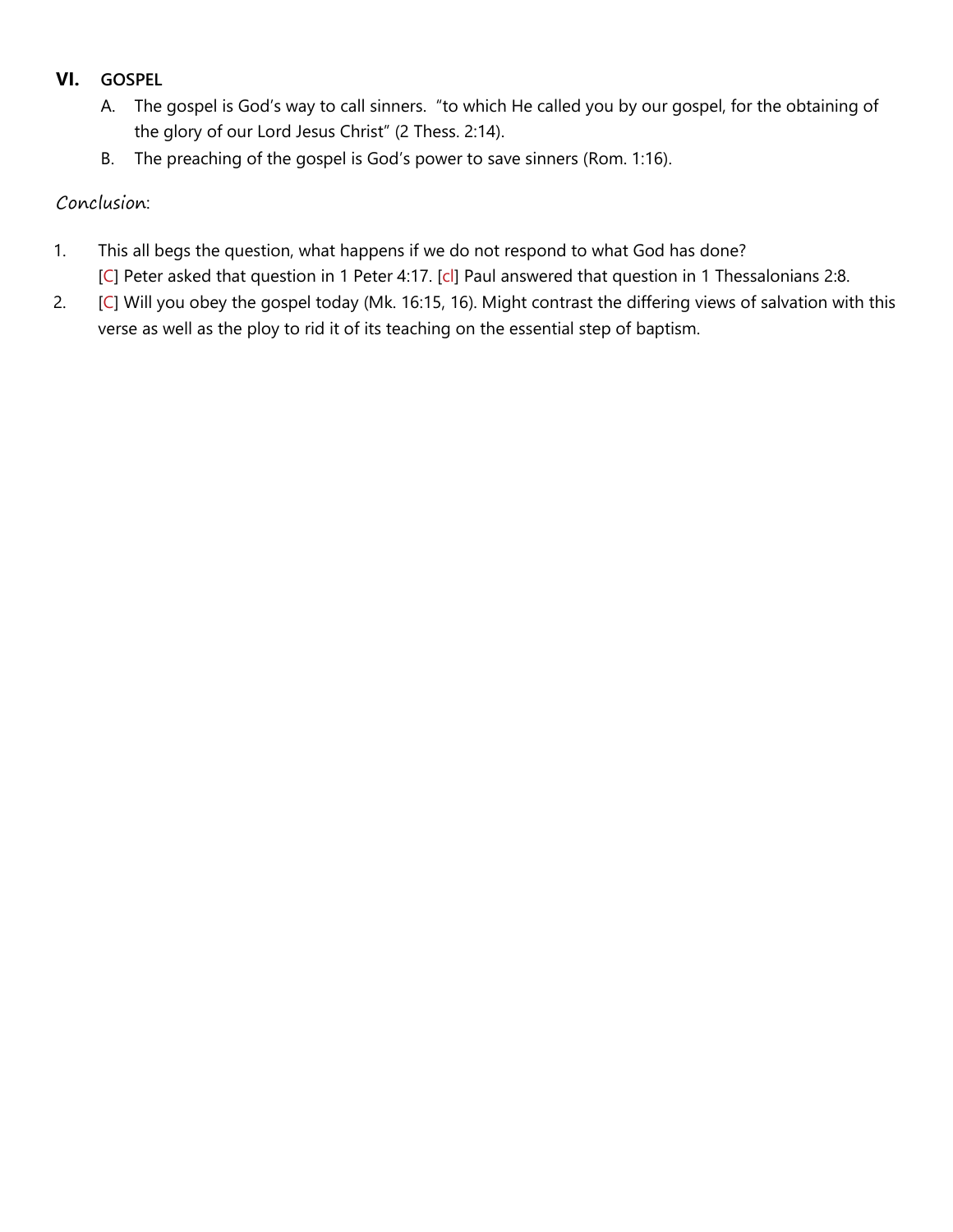## VI. GOSPEL

A. The gospel is God's way to call sinners. "to which He called you by our gospel, for the obtaining of the glory of our Lord Jesus Christ" (2 Thess. 2:14).

B. The preaching of the gospel is God's power to save sinners (Rom. 1:16).

*Conclusion*:

1. This all begs the question, what happens if we do not respond to what God has done? [C] Peter asked that question in 1 Peter 4:17. [cl] Paul answered that question in 1 Thessalonians 2:8.
2. [C] Will you obey the gospel today (Mk. 16:15, 16). Might contrast the differing views of salvation with this verse as well as the ploy to rid it of its teaching on the essential step of baptism.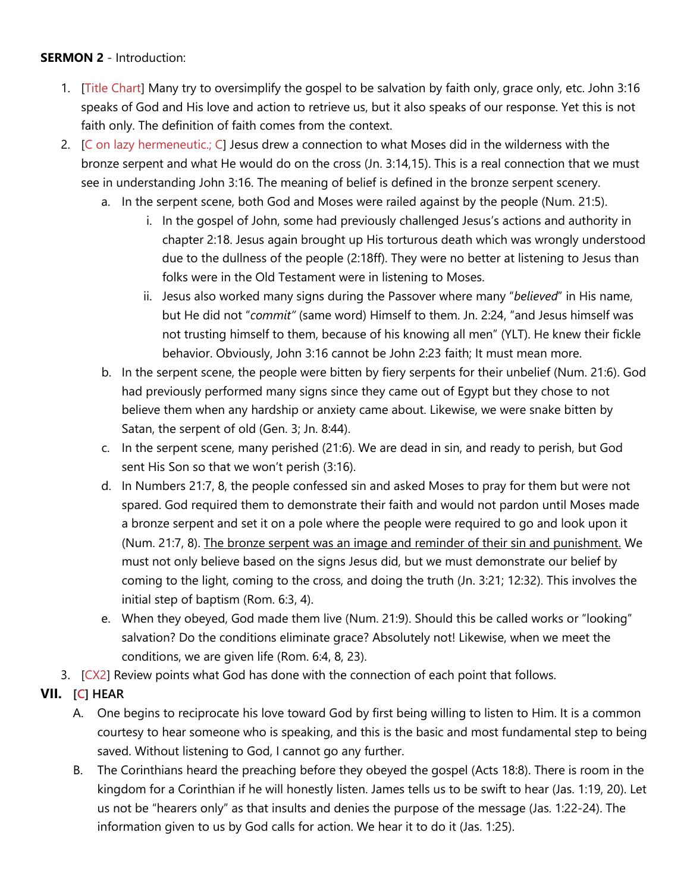**SERMON 2** - Introduction:

1. [Title Chart] Many try to oversimplify the gospel to be salvation by faith only, grace only, etc. John 3:16 speaks of God and His love and action to retrieve us, but it also speaks of our response. Yet this is not faith only. The definition of faith comes from the context.
2. [C on lazy hermeneutic.; C] Jesus drew a connection to what Moses did in the wilderness with the bronze serpent and what He would do on the cross (Jn. 3:14,15). This is a real connection that we must see in understanding John 3:16. The meaning of belief is defined in the bronze serpent scenery.
   a. In the serpent scene, both God and Moses were railed against by the people (Num. 21:5).
      i. In the gospel of John, some had previously challenged Jesus's actions and authority in chapter 2:18. Jesus again brought up His torturous death which was wrongly understood due to the dullness of the people (2:18ff). They were no better at listening to Jesus than folks were in the Old Testament were in listening to Moses.
      ii. Jesus also worked many signs during the Passover where many "*believed*" in His name, but He did not "*commit*" (same word) Himself to them. Jn. 2:24, "and Jesus himself was not trusting himself to them, because of his knowing all men" (YLT). He knew their fickle behavior. Obviously, John 3:16 cannot be John 2:23 faith; It must mean more.
   b. In the serpent scene, the people were bitten by fiery serpents for their unbelief (Num. 21:6). God had previously performed many signs since they came out of Egypt but they chose to not believe them when any hardship or anxiety came about. Likewise, we were snake bitten by Satan, the serpent of old (Gen. 3; Jn. 8:44).
   c. In the serpent scene, many perished (21:6). We are dead in sin, and ready to perish, but God sent His Son so that we won't perish (3:16).
   d. In Numbers 21:7, 8, the people confessed sin and asked Moses to pray for them but were not spared. God required them to demonstrate their faith and would not pardon until Moses made a bronze serpent and set it on a pole where the people were required to go and look upon it (Num. 21:7, 8). <u>The bronze serpent was an image and reminder of their sin and punishment.</u> We must not only believe based on the signs Jesus did, but we must demonstrate our belief by coming to the light, coming to the cross, and doing the truth (Jn. 3:21; 12:32). This involves the initial step of baptism (Rom. 6:3, 4).
   e. When they obeyed, God made them live (Num. 21:9). Should this be called works or "looking" salvation? Do the conditions eliminate grace? Absolutely not! Likewise, when we meet the conditions, we are given life (Rom. 6:4, 8, 23).
3. [CX2] Review points what God has done with the connection of each point that follows.

## VII. [C] HEAR

A. One begins to reciprocate his love toward God by first being willing to listen to Him. It is a common courtesy to hear someone who is speaking, and this is the basic and most fundamental step to being saved. Without listening to God, I cannot go any further.

B. The Corinthians heard the preaching before they obeyed the gospel (Acts 18:8). There is room in the kingdom for a Corinthian if he will honestly listen. James tells us to be swift to hear (Jas. 1:19, 20). Let us not be "hearers only" as that insults and denies the purpose of the message (Jas. 1:22-24). The information given to us by God calls for action. We hear it to do it (Jas. 1:25).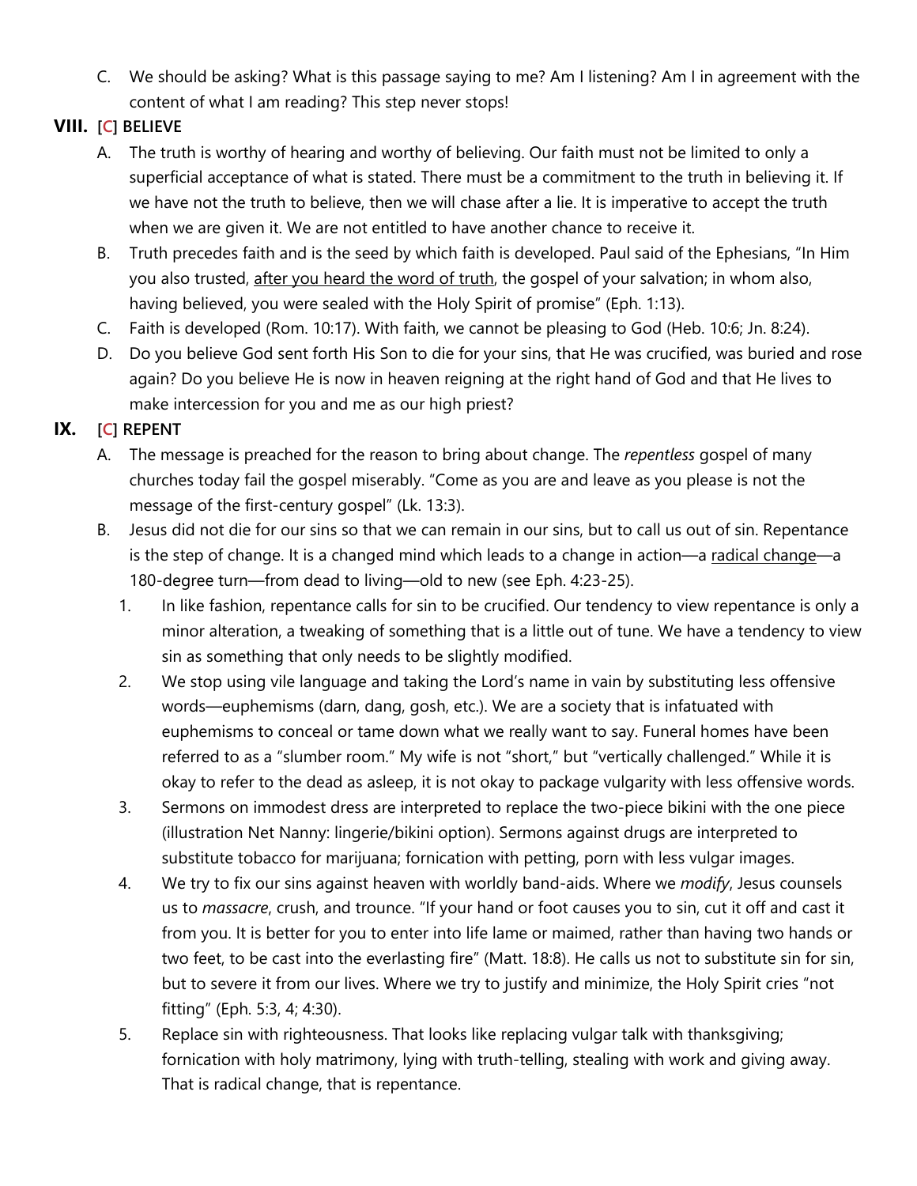C. We should be asking? What is this passage saying to me? Am I listening? Am I in agreement with the content of what I am reading? This step never stops!

## VIII. [C] BELIEVE

A. The truth is worthy of hearing and worthy of believing. Our faith must not be limited to only a superficial acceptance of what is stated. There must be a commitment to the truth in believing it. If we have not the truth to believe, then we will chase after a lie. It is imperative to accept the truth when we are given it. We are not entitled to have another chance to receive it.

B. Truth precedes faith and is the seed by which faith is developed. Paul said of the Ephesians, "In Him you also trusted, <u>after you heard the word of truth</u>, the gospel of your salvation; in whom also, having believed, you were sealed with the Holy Spirit of promise" (Eph. 1:13).

C. Faith is developed (Rom. 10:17). With faith, we cannot be pleasing to God (Heb. 10:6; Jn. 8:24).

D. Do you believe God sent forth His Son to die for your sins, that He was crucified, was buried and rose again? Do you believe He is now in heaven reigning at the right hand of God and that He lives to make intercession for you and me as our high priest?

## IX. [C] REPENT

A. The message is preached for the reason to bring about change. The *repentless* gospel of many churches today fail the gospel miserably. "Come as you are and leave as you please is not the message of the first-century gospel" (Lk. 13:3).

B. Jesus did not die for our sins so that we can remain in our sins, but to call us out of sin. Repentance is the step of change. It is a changed mind which leads to a change in action—a <u>radical change</u>—a 180-degree turn—from dead to living—old to new (see Eph. 4:23-25).

1. In like fashion, repentance calls for sin to be crucified. Our tendency to view repentance is only a minor alteration, a tweaking of something that is a little out of tune. We have a tendency to view sin as something that only needs to be slightly modified.
2. We stop using vile language and taking the Lord's name in vain by substituting less offensive words—euphemisms (darn, dang, gosh, etc.). We are a society that is infatuated with euphemisms to conceal or tame down what we really want to say. Funeral homes have been referred to as a "slumber room." My wife is not "short," but "vertically challenged." While it is okay to refer to the dead as asleep, it is not okay to package vulgarity with less offensive words.
3. Sermons on immodest dress are interpreted to replace the two-piece bikini with the one piece (illustration Net Nanny: lingerie/bikini option). Sermons against drugs are interpreted to substitute tobacco for marijuana; fornication with petting, porn with less vulgar images.
4. We try to fix our sins against heaven with worldly band-aids. Where we *modify*, Jesus counsels us to *massacre*, crush, and trounce. "If your hand or foot causes you to sin, cut it off and cast it from you. It is better for you to enter into life lame or maimed, rather than having two hands or two feet, to be cast into the everlasting fire" (Matt. 18:8). He calls us not to substitute sin for sin, but to sever it from our lives. Where we try to justify and minimize, the Holy Spirit cries "not fitting" (Eph. 5:3, 4; 4:30).
5. Replace sin with righteousness. That looks like replacing vulgar talk with thanksgiving; fornication with holy matrimony, lying with truth-telling, stealing with work and giving away. That is radical change, that is repentance.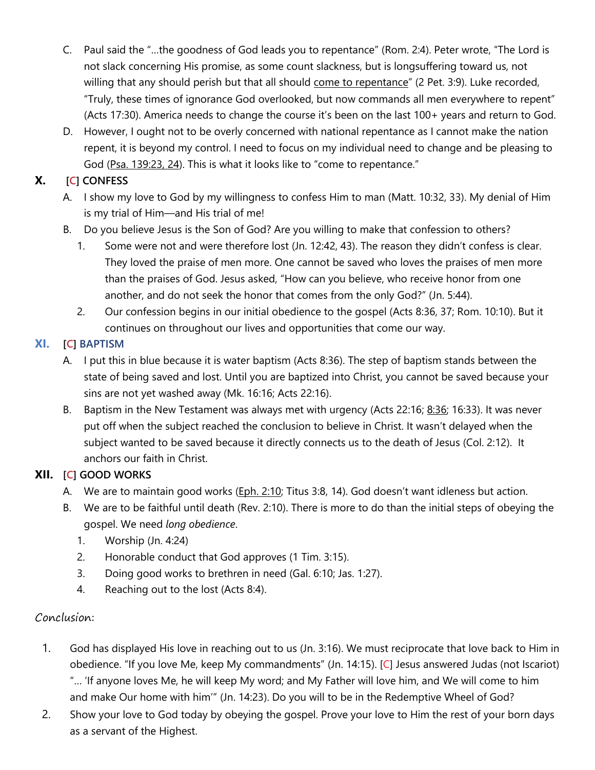C. Paul said the "…the goodness of God leads you to repentance" (Rom. 2:4). Peter wrote, "The Lord is not slack concerning His promise, as some count slackness, but is longsuffering toward us, not willing that any should perish but that all should come to repentance" (2 Pet. 3:9). Luke recorded, "Truly, these times of ignorance God overlooked, but now commands all men everywhere to repent" (Acts 17:30). America needs to change the course it's been on the last 100+ years and return to God.

D. However, I ought not to be overly concerned with national repentance as I cannot make the nation repent, it is beyond my control. I need to focus on my individual need to change and be pleasing to God (Psa. 139:23, 24). This is what it looks like to "come to repentance."

## X. [C] CONFESS

A. I show my love to God by my willingness to confess Him to man (Matt. 10:32, 33). My denial of Him is my trial of Him—and His trial of me!

B. Do you believe Jesus is the Son of God? Are you willing to make that confession to others?

1. Some were not and were therefore lost (Jn. 12:42, 43). The reason they didn't confess is clear. They loved the praise of men more. One cannot be saved who loves the praises of men more than the praises of God. Jesus asked, "How can you believe, who receive honor from one another, and do not seek the honor that comes from the only God?" (Jn. 5:44).
2. Our confession begins in our initial obedience to the gospel (Acts 8:36, 37; Rom. 10:10). But it continues on throughout our lives and opportunities that come our way.

## XI. [C] BAPTISM

A. I put this in blue because it is water baptism (Acts 8:36). The step of baptism stands between the state of being saved and lost. Until you are baptized into Christ, you cannot be saved because your sins are not yet washed away (Mk. 16:16; Acts 22:16).

B. Baptism in the New Testament was always met with urgency (Acts 22:16; 8:36; 16:33). It was never put off when the subject reached the conclusion to believe in Christ. It wasn't delayed when the subject wanted to be saved because it directly connects us to the death of Jesus (Col. 2:12). It anchors our faith in Christ.

## XII. [C] GOOD WORKS

A. We are to maintain good works (Eph. 2:10; Titus 3:8, 14). God doesn't want idleness but action.

B. We are to be faithful until death (Rev. 2:10). There is more to do than the initial steps of obeying the gospel. We need *long obedience*.

1. Worship (Jn. 4:24)
2. Honorable conduct that God approves (1 Tim. 3:15).
3. Doing good works to brethren in need (Gal. 6:10; Jas. 1:27).
4. Reaching out to the lost (Acts 8:4).

## Conclusion:

1. God has displayed His love in reaching out to us (Jn. 3:16). We must reciprocate that love back to Him in obedience. "If you love Me, keep My commandments" (Jn. 14:15). [C] Jesus answered Judas (not Iscariot) "… 'If anyone loves Me, he will keep My word; and My Father will love him, and We will come to him and make Our home with him'" (Jn. 14:23). Do you will to be in the Redemptive Wheel of God?
2. Show your love to God today by obeying the gospel. Prove your love to Him the rest of your born days as a servant of the Highest.